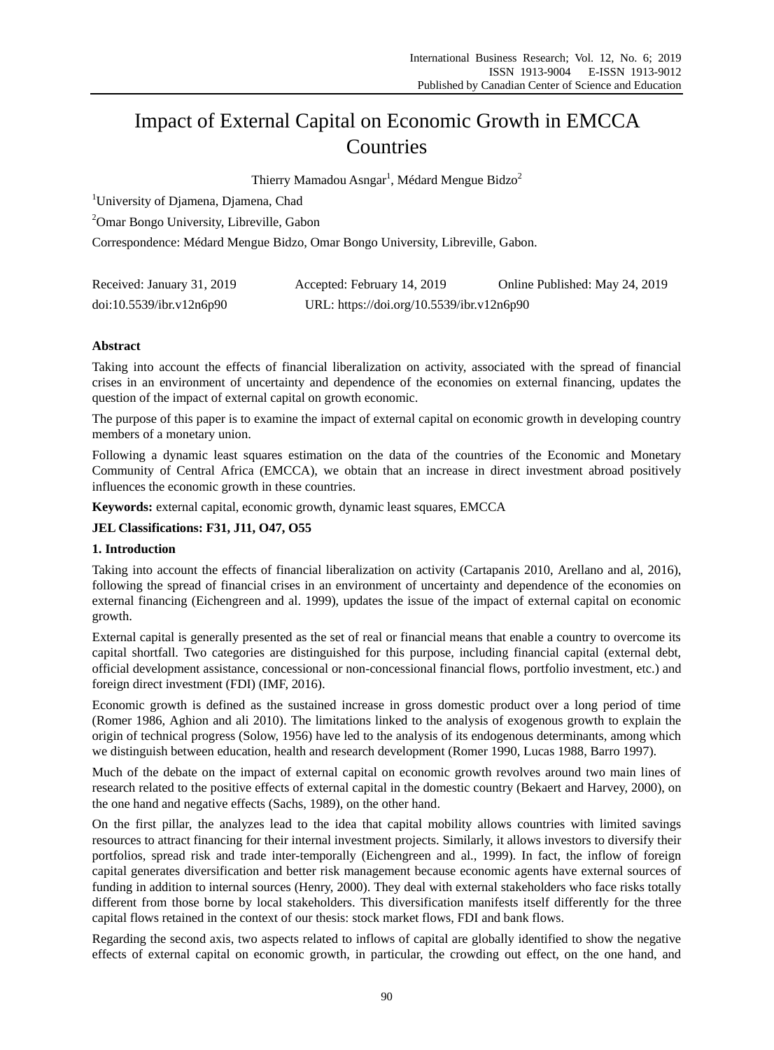# Impact of External Capital on Economic Growth in EMCCA Countries

Thierry Mamadou Asngar[1], Médard Mengue Bidzo[2]

[1]University of Djamena, Djamena, Chad

[2]Omar Bongo University, Libreville, Gabon

Correspondence: Médard Mengue Bidzo, Omar Bongo University, Libreville, Gabon.

Received: January 31, 2019 Accepted: February 14, 2019 Online Published: May 24, 2019

doi:10.5539/ibr.v12n6p90 URL: https://doi.org/10.5539/ibr.v12n6p90

## Abstract

Taking into account the effects of financial liberalization on activity, associated with the spread of financial crises in an environment of uncertainty and dependence of the economies on external financing, updates the question of the impact of external capital on growth economic.

The purpose of this paper is to examine the impact of external capital on economic growth in developing country members of a monetary union.

Following a dynamic least squares estimation on the data of the countries of the Economic and Monetary Community of Central Africa (EMCCA), we obtain that an increase in direct investment abroad positively influences the economic growth in these countries.

**Keywords:** external capital, economic growth, dynamic least squares, EMCCA

**JEL Classifications: F31, J11, O47, O55**

## 1. Introduction

Taking into account the effects of financial liberalization on activity (Cartapanis 2010, Arellano and al, 2016), following the spread of financial crises in an environment of uncertainty and dependence of the economies on external financing (Eichengreen and al. 1999), updates the issue of the impact of external capital on economic growth.

External capital is generally presented as the set of real or financial means that enable a country to overcome its capital shortfall. Two categories are distinguished for this purpose, including financial capital (external debt, official development assistance, concessional or non-concessional financial flows, portfolio investment, etc.) and foreign direct investment (FDI) (IMF, 2016).

Economic growth is defined as the sustained increase in gross domestic product over a long period of time (Romer 1986, Aghion and ali 2010). The limitations linked to the analysis of exogenous growth to explain the origin of technical progress (Solow, 1956) have led to the analysis of its endogenous determinants, among which we distinguish between education, health and research development (Romer 1990, Lucas 1988, Barro 1997).

Much of the debate on the impact of external capital on economic growth revolves around two main lines of research related to the positive effects of external capital in the domestic country (Bekaert and Harvey, 2000), on the one hand and negative effects (Sachs, 1989), on the other hand.

On the first pillar, the analyzes lead to the idea that capital mobility allows countries with limited savings resources to attract financing for their internal investment projects. Similarly, it allows investors to diversify their portfolios, spread risk and trade inter-temporally (Eichengreen and al., 1999). In fact, the inflow of foreign capital generates diversification and better risk management because economic agents have external sources of funding in addition to internal sources (Henry, 2000). They deal with external stakeholders who face risks totally different from those borne by local stakeholders. This diversification manifests itself differently for the three capital flows retained in the context of our thesis: stock market flows, FDI and bank flows.

Regarding the second axis, two aspects related to inflows of capital are globally identified to show the negative effects of external capital on economic growth, in particular, the crowding out effect, on the one hand, and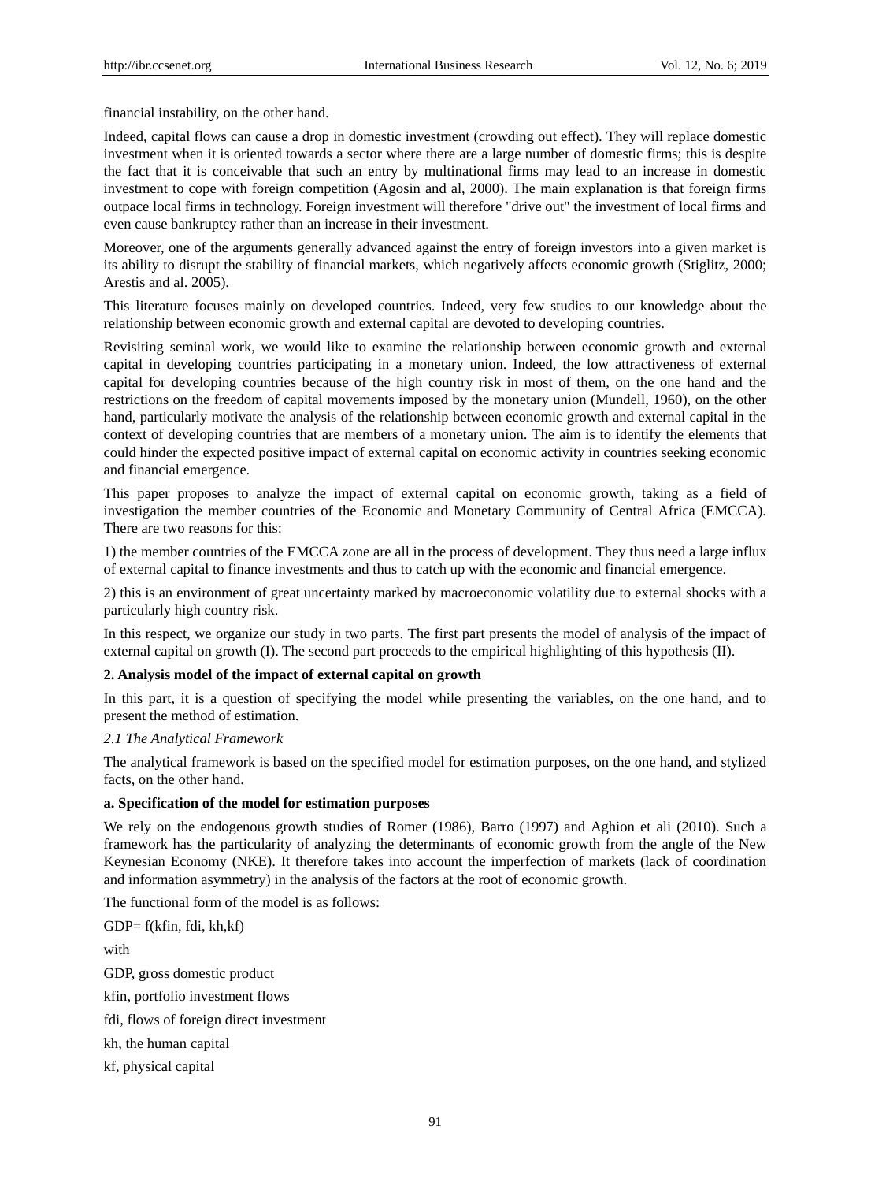financial instability, on the other hand.

Indeed, capital flows can cause a drop in domestic investment (crowding out effect). They will replace domestic investment when it is oriented towards a sector where there are a large number of domestic firms; this is despite the fact that it is conceivable that such an entry by multinational firms may lead to an increase in domestic investment to cope with foreign competition (Agosin and al, 2000). The main explanation is that foreign firms outpace local firms in technology. Foreign investment will therefore "drive out" the investment of local firms and even cause bankruptcy rather than an increase in their investment.

Moreover, one of the arguments generally advanced against the entry of foreign investors into a given market is its ability to disrupt the stability of financial markets, which negatively affects economic growth (Stiglitz, 2000; Arestis and al. 2005).

This literature focuses mainly on developed countries. Indeed, very few studies to our knowledge about the relationship between economic growth and external capital are devoted to developing countries.

Revisiting seminal work, we would like to examine the relationship between economic growth and external capital in developing countries participating in a monetary union. Indeed, the low attractiveness of external capital for developing countries because of the high country risk in most of them, on the one hand and the restrictions on the freedom of capital movements imposed by the monetary union (Mundell, 1960), on the other hand, particularly motivate the analysis of the relationship between economic growth and external capital in the context of developing countries that are members of a monetary union. The aim is to identify the elements that could hinder the expected positive impact of external capital on economic activity in countries seeking economic and financial emergence.

This paper proposes to analyze the impact of external capital on economic growth, taking as a field of investigation the member countries of the Economic and Monetary Community of Central Africa (EMCCA). There are two reasons for this:

1) the member countries of the EMCCA zone are all in the process of development. They thus need a large influx of external capital to finance investments and thus to catch up with the economic and financial emergence.

2) this is an environment of great uncertainty marked by macroeconomic volatility due to external shocks with a particularly high country risk.

In this respect, we organize our study in two parts. The first part presents the model of analysis of the impact of external capital on growth (I). The second part proceeds to the empirical highlighting of this hypothesis (II).

## 2. Analysis model of the impact of external capital on growth

In this part, it is a question of specifying the model while presenting the variables, on the one hand, and to present the method of estimation.

### *2.1 The Analytical Framework*

The analytical framework is based on the specified model for estimation purposes, on the one hand, and stylized facts, on the other hand.

**a. Specification of the model for estimation purposes**

We rely on the endogenous growth studies of Romer (1986), Barro (1997) and Aghion et ali (2010). Such a framework has the particularity of analyzing the determinants of economic growth from the angle of the New Keynesian Economy (NKE). It therefore takes into account the imperfection of markets (lack of coordination and information asymmetry) in the analysis of the factors at the root of economic growth.

The functional form of the model is as follows:

GDP= f(kfin, fdi, kh,kf)

with

GDP, gross domestic product

kfin, portfolio investment flows

fdi, flows of foreign direct investment

kh, the human capital

kf, physical capital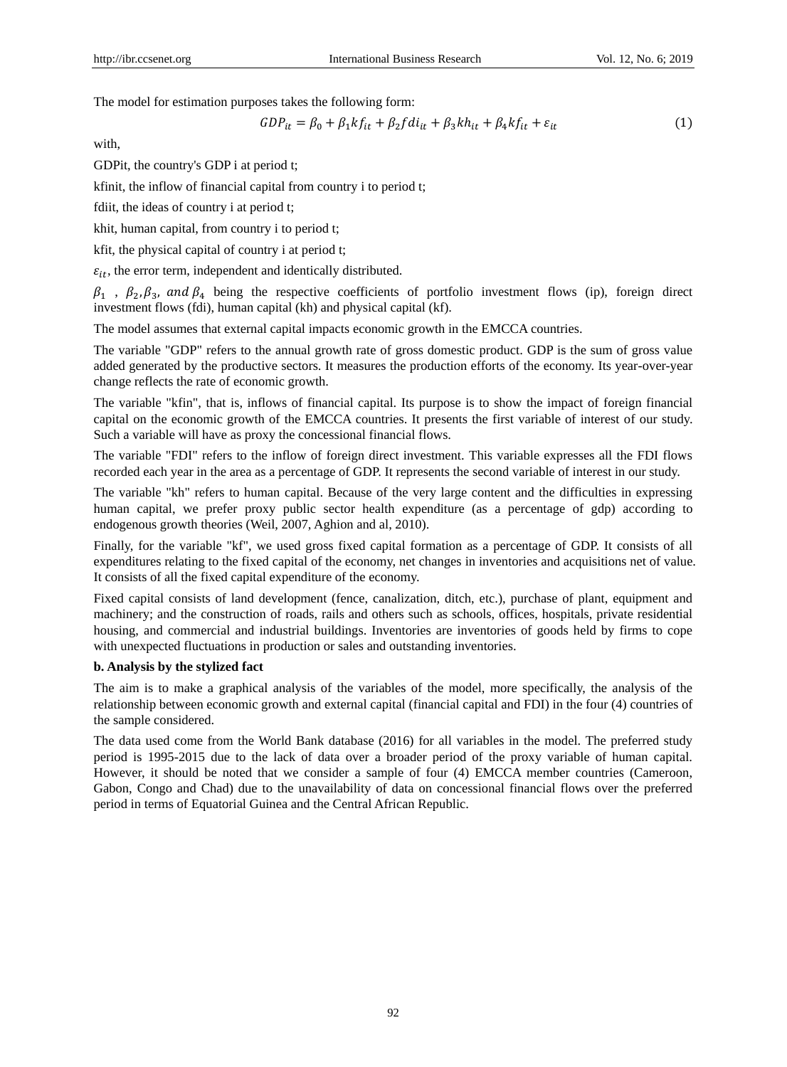The model for estimation purposes takes the following form:

$$GDP_{it} = \beta_0 + \beta_1 kf_{it} + \beta_2 fdi_{it} + \beta_3 kh_{it} + \beta_4 kf_{it} + \varepsilon_{it} \quad (1)$$

with,

GDPit, the country's GDP i at period t;

kfinit, the inflow of financial capital from country i to period t;

fdiit, the ideas of country i at period t;

khit, human capital, from country i to period t;

kfit, the physical capital of country i at period t;

$\varepsilon_{it}$, the error term, independent and identically distributed.

$\beta_1$ , $\beta_2, \beta_3,$ *and* $\beta_4$ being the respective coefficients of portfolio investment flows (ip), foreign direct investment flows (fdi), human capital (kh) and physical capital (kf).

The model assumes that external capital impacts economic growth in the EMCCA countries.

The variable "GDP" refers to the annual growth rate of gross domestic product. GDP is the sum of gross value added generated by the productive sectors. It measures the production efforts of the economy. Its year-over-year change reflects the rate of economic growth.

The variable "kfin", that is, inflows of financial capital. Its purpose is to show the impact of foreign financial capital on the economic growth of the EMCCA countries. It presents the first variable of interest of our study. Such a variable will have as proxy the concessional financial flows.

The variable "FDI" refers to the inflow of foreign direct investment. This variable expresses all the FDI flows recorded each year in the area as a percentage of GDP. It represents the second variable of interest in our study.

The variable "kh" refers to human capital. Because of the very large content and the difficulties in expressing human capital, we prefer proxy public sector health expenditure (as a percentage of gdp) according to endogenous growth theories (Weil, 2007, Aghion and al, 2010).

Finally, for the variable "kf", we used gross fixed capital formation as a percentage of GDP. It consists of all expenditures relating to the fixed capital of the economy, net changes in inventories and acquisitions net of value. It consists of all the fixed capital expenditure of the economy.

Fixed capital consists of land development (fence, canalization, ditch, etc.), purchase of plant, equipment and machinery; and the construction of roads, rails and others such as schools, offices, hospitals, private residential housing, and commercial and industrial buildings. Inventories are inventories of goods held by firms to cope with unexpected fluctuations in production or sales and outstanding inventories.

**b. Analysis by the stylized fact**

The aim is to make a graphical analysis of the variables of the model, more specifically, the analysis of the relationship between economic growth and external capital (financial capital and FDI) in the four (4) countries of the sample considered.

The data used come from the World Bank database (2016) for all variables in the model. The preferred study period is 1995-2015 due to the lack of data over a broader period of the proxy variable of human capital. However, it should be noted that we consider a sample of four (4) EMCCA member countries (Cameroon, Gabon, Congo and Chad) due to the unavailability of data on concessional financial flows over the preferred period in terms of Equatorial Guinea and the Central African Republic.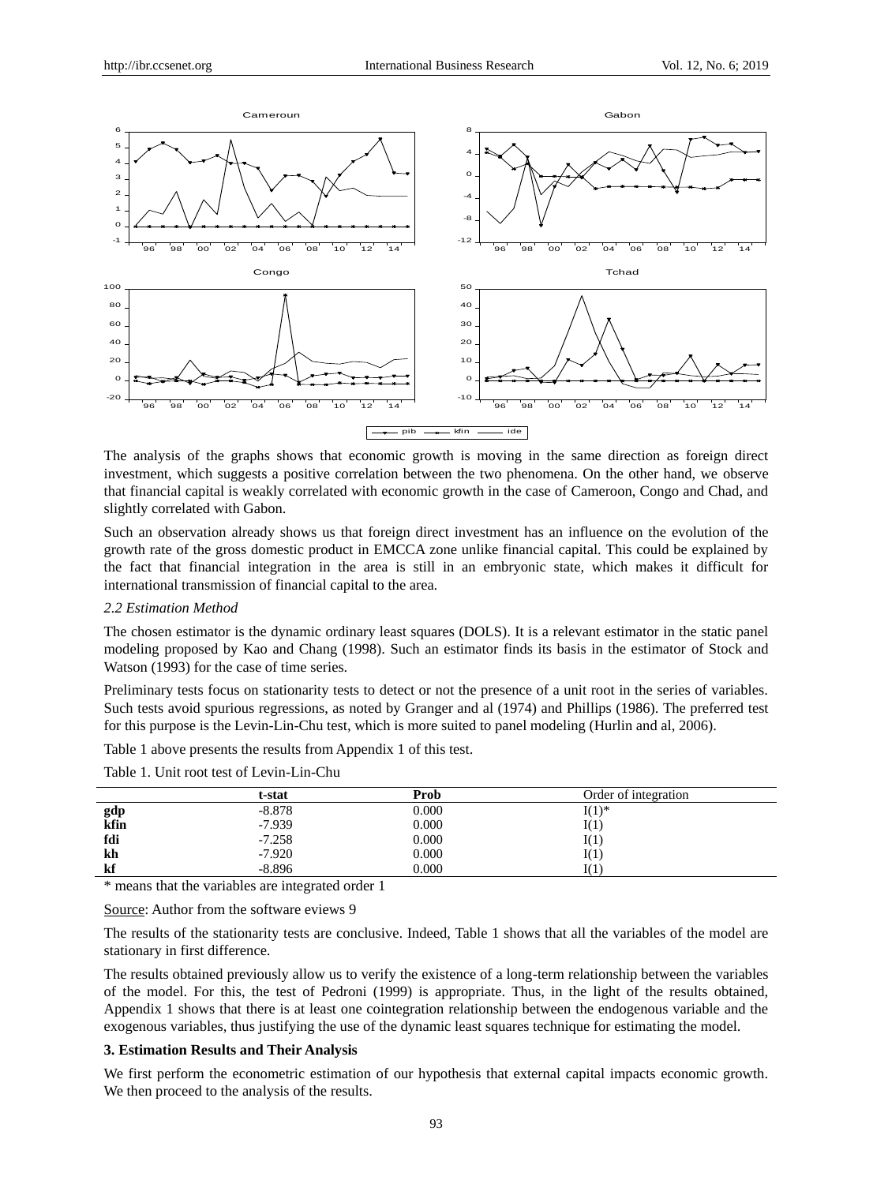The analysis of the graphs shows that economic growth is moving in the same direction as foreign direct investment, which suggests a positive correlation between the two phenomena. On the other hand, we observe that financial capital is weakly correlated with economic growth in the case of Cameroon, Congo and Chad, and slightly correlated with Gabon.

Such an observation already shows us that foreign direct investment has an influence on the evolution of the growth rate of the gross domestic product in EMCCA zone unlike financial capital. This could be explained by the fact that financial integration in the area is still in an embryonic state, which makes it difficult for international transmission of financial capital to the area.

### *2.2 Estimation Method*

The chosen estimator is the dynamic ordinary least squares (DOLS). It is a relevant estimator in the static panel modeling proposed by Kao and Chang (1998). Such an estimator finds its basis in the estimator of Stock and Watson (1993) for the case of time series.

Preliminary tests focus on stationarity tests to detect or not the presence of a unit root in the series of variables. Such tests avoid spurious regressions, as noted by Granger and al (1974) and Phillips (1986). The preferred test for this purpose is the Levin-Lin-Chu test, which is more suited to panel modeling (Hurlin and al, 2006).

Table 1 above presents the results from Appendix 1 of this test.

Table 1. Unit root test of Levin-Lin-Chu

| | t-stat | Prob | Order of integration |
|---|---|---|---|
| **gdp** | -8.878 | 0.000 | I(1)* |
| **kfin** | -7.939 | 0.000 | I(1) |
| **fdi** | -7.258 | 0.000 | I(1) |
| **kh** | -7.920 | 0.000 | I(1) |
| **kf** | -8.896 | 0.000 | I(1) |

\* means that the variables are integrated order 1

Source: Author from the software eviews 9

The results of the stationarity tests are conclusive. Indeed, Table 1 shows that all the variables of the model are stationary in first difference.

The results obtained previously allow us to verify the existence of a long-term relationship between the variables of the model. For this, the test of Pedroni (1999) is appropriate. Thus, in the light of the results obtained, Appendix 1 shows that there is at least one cointegration relationship between the endogenous variable and the exogenous variables, thus justifying the use of the dynamic least squares technique for estimating the model.

## 3. Estimation Results and Their Analysis

We first perform the econometric estimation of our hypothesis that external capital impacts economic growth. We then proceed to the analysis of the results.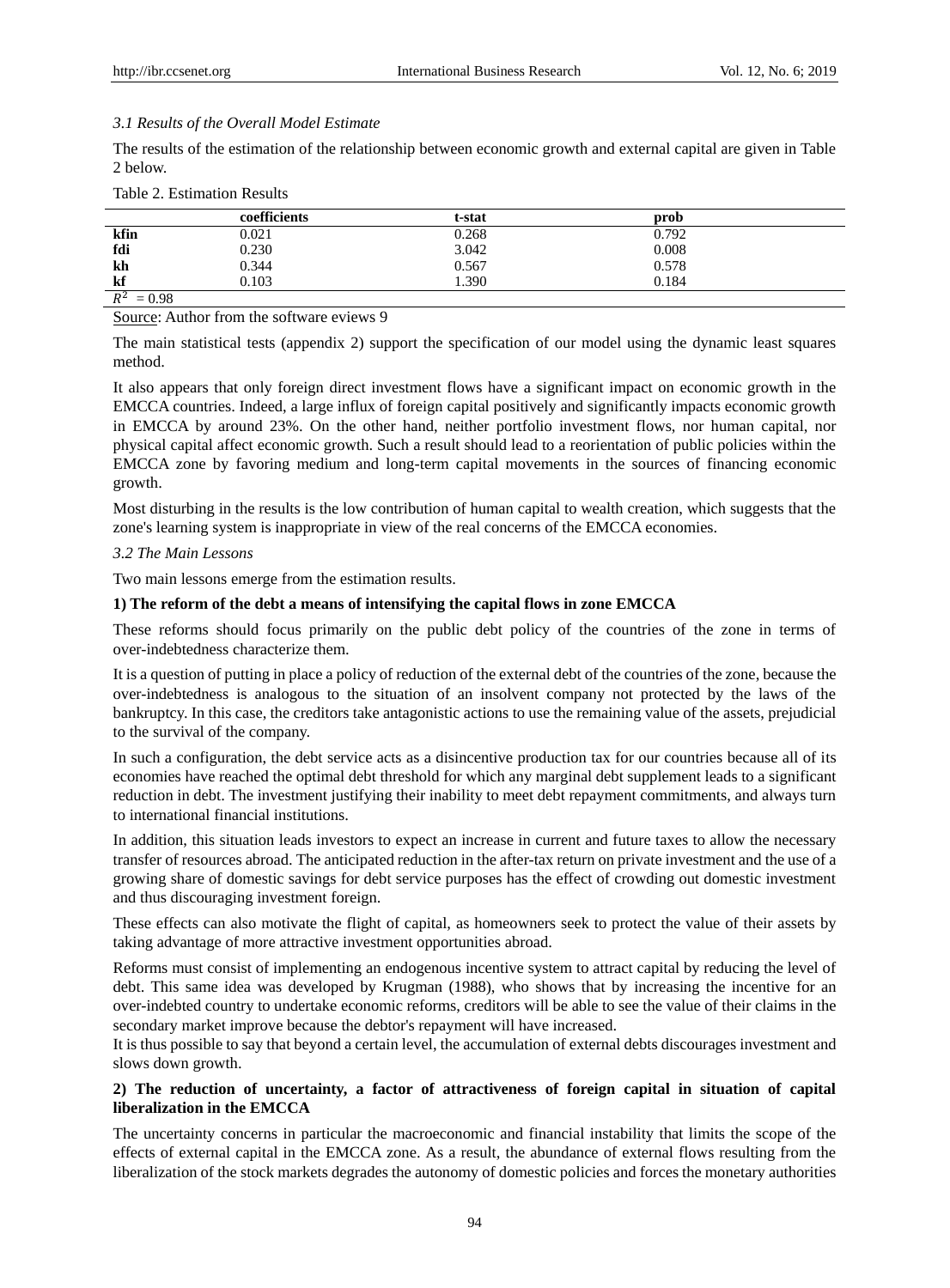### *3.1 Results of the Overall Model Estimate*

The results of the estimation of the relationship between economic growth and external capital are given in Table 2 below.

Table 2. Estimation Results

| | coefficients | t-stat | prob |
|---|---|---|---|
| kfin | 0.021 | 0.268 | 0.792 |
| fdi | 0.230 | 3.042 | 0.008 |
| kh | 0.344 | 0.567 | 0.578 |
| kf | 0.103 | 1.390 | 0.184 |
| $R^2 = 0.98$ | | | |

Source: Author from the software eviews 9

The main statistical tests (appendix 2) support the specification of our model using the dynamic least squares method.

It also appears that only foreign direct investment flows have a significant impact on economic growth in the EMCCA countries. Indeed, a large influx of foreign capital positively and significantly impacts economic growth in EMCCA by around 23%. On the other hand, neither portfolio investment flows, nor human capital, nor physical capital affect economic growth. Such a result should lead to a reorientation of public policies within the EMCCA zone by favoring medium and long-term capital movements in the sources of financing economic growth.

Most disturbing in the results is the low contribution of human capital to wealth creation, which suggests that the zone's learning system is inappropriate in view of the real concerns of the EMCCA economies.

### *3.2 The Main Lessons*

Two main lessons emerge from the estimation results.

**1) The reform of the debt a means of intensifying the capital flows in zone EMCCA**

These reforms should focus primarily on the public debt policy of the countries of the zone in terms of over-indebtedness characterize them.

It is a question of putting in place a policy of reduction of the external debt of the countries of the zone, because the over-indebtedness is analogous to the situation of an insolvent company not protected by the laws of the bankruptcy. In this case, the creditors take antagonistic actions to use the remaining value of the assets, prejudicial to the survival of the company.

In such a configuration, the debt service acts as a disincentive production tax for our countries because all of its economies have reached the optimal debt threshold for which any marginal debt supplement leads to a significant reduction in debt. The investment justifying their inability to meet debt repayment commitments, and always turn to international financial institutions.

In addition, this situation leads investors to expect an increase in current and future taxes to allow the necessary transfer of resources abroad. The anticipated reduction in the after-tax return on private investment and the use of a growing share of domestic savings for debt service purposes has the effect of crowding out domestic investment and thus discouraging investment foreign.

These effects can also motivate the flight of capital, as homeowners seek to protect the value of their assets by taking advantage of more attractive investment opportunities abroad.

Reforms must consist of implementing an endogenous incentive system to attract capital by reducing the level of debt. This same idea was developed by Krugman (1988), who shows that by increasing the incentive for an over-indebted country to undertake economic reforms, creditors will be able to see the value of their claims in the secondary market improve because the debtor's repayment will have increased.

It is thus possible to say that beyond a certain level, the accumulation of external debts discourages investment and slows down growth.

**2) The reduction of uncertainty, a factor of attractiveness of foreign capital in situation of capital liberalization in the EMCCA**

The uncertainty concerns in particular the macroeconomic and financial instability that limits the scope of the effects of external capital in the EMCCA zone. As a result, the abundance of external flows resulting from the liberalization of the stock markets degrades the autonomy of domestic policies and forces the monetary authorities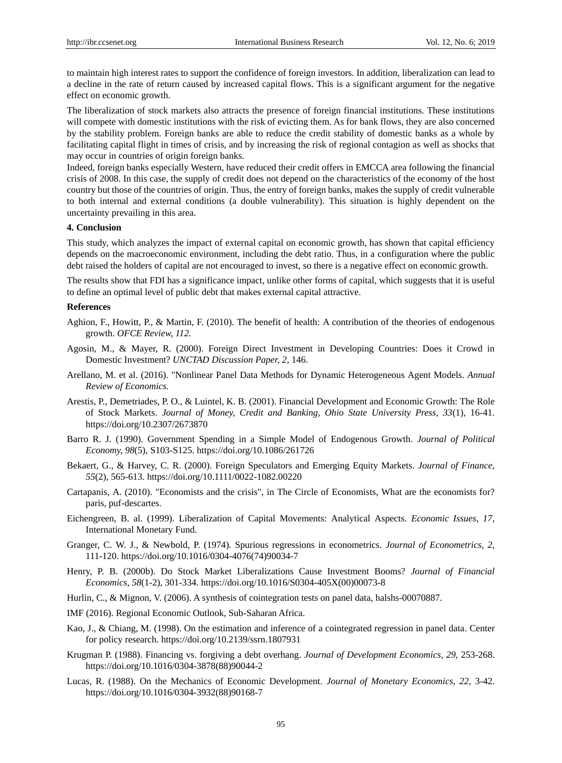to maintain high interest rates to support the confidence of foreign investors. In addition, liberalization can lead to a decline in the rate of return caused by increased capital flows. This is a significant argument for the negative effect on economic growth.

The liberalization of stock markets also attracts the presence of foreign financial institutions. These institutions will compete with domestic institutions with the risk of evicting them. As for bank flows, they are also concerned by the stability problem. Foreign banks are able to reduce the credit stability of domestic banks as a whole by facilitating capital flight in times of crisis, and by increasing the risk of regional contagion as well as shocks that may occur in countries of origin foreign banks.

Indeed, foreign banks especially Western, have reduced their credit offers in EMCCA area following the financial crisis of 2008. In this case, the supply of credit does not depend on the characteristics of the economy of the host country but those of the countries of origin. Thus, the entry of foreign banks, makes the supply of credit vulnerable to both internal and external conditions (a double vulnerability). This situation is highly dependent on the uncertainty prevailing in this area.

## 4. Conclusion

This study, which analyzes the impact of external capital on economic growth, has shown that capital efficiency depends on the macroeconomic environment, including the debt ratio. Thus, in a configuration where the public debt raised the holders of capital are not encouraged to invest, so there is a negative effect on economic growth.

The results show that FDI has a significance impact, unlike other forms of capital, which suggests that it is useful to define an optimal level of public debt that makes external capital attractive.

## References

Aghion, F., Howitt, P., & Martin, F. (2010). The benefit of health: A contribution of the theories of endogenous growth. *OFCE Review, 112.*

Agosin, M., & Mayer, R. (2000). Foreign Direct Investment in Developing Countries: Does it Crowd in Domestic Investment? *UNCTAD Discussion Paper, 2,* 146.

Arellano, M. et al. (2016). "Nonlinear Panel Data Methods for Dynamic Heterogeneous Agent Models. *Annual Review of Economics.*

Arestis, P., Demetriades, P. O., & Luintel, K. B. (2001). Financial Development and Economic Growth: The Role of Stock Markets. *Journal of Money, Credit and Banking, Ohio State University Press, 33*(1), 16-41. https://doi.org/10.2307/2673870

Barro R. J. (1990). Government Spending in a Simple Model of Endogenous Growth. *Journal of Political Economy, 98*(5), S103-S125. https://doi.org/10.1086/261726

Bekaert, G., & Harvey, C. R. (2000). Foreign Speculators and Emerging Equity Markets. *Journal of Finance, 55*(2), 565-613. https://doi.org/10.1111/0022-1082.00220

Cartapanis, A. (2010). "Economists and the crisis", in The Circle of Economists, What are the economists for? paris, puf-descartes.

Eichengreen, B. al. (1999). Liberalization of Capital Movements: Analytical Aspects. *Economic Issues, 17,* International Monetary Fund.

Granger, C. W. J., & Newbold, P. (1974). Spurious regressions in econometrics. *Journal of Econometrics, 2,* 111-120. https://doi.org/10.1016/0304-4076(74)90034-7

Henry, P. B. (2000b). Do Stock Market Liberalizations Cause Investment Booms? *Journal of Financial Economics, 58*(1-2), 301-334. https://doi.org/10.1016/S0304-405X(00)00073-8

Hurlin, C., & Mignon, V. (2006). A synthesis of cointegration tests on panel data, halshs-00070887.

IMF (2016). Regional Economic Outlook, Sub-Saharan Africa.

Kao, J., & Chiang, M. (1998). On the estimation and inference of a cointegrated regression in panel data. Center for policy research. https://doi.org/10.2139/ssrn.1807931

Krugman P. (1988). Financing vs. forgiving a debt overhang. *Journal of Development Economics, 29,* 253-268. https://doi.org/10.1016/0304-3878(88)90044-2

Lucas, R. (1988). On the Mechanics of Economic Development. *Journal of Monetary Economics, 22,* 3-42. https://doi.org/10.1016/0304-3932(88)90168-7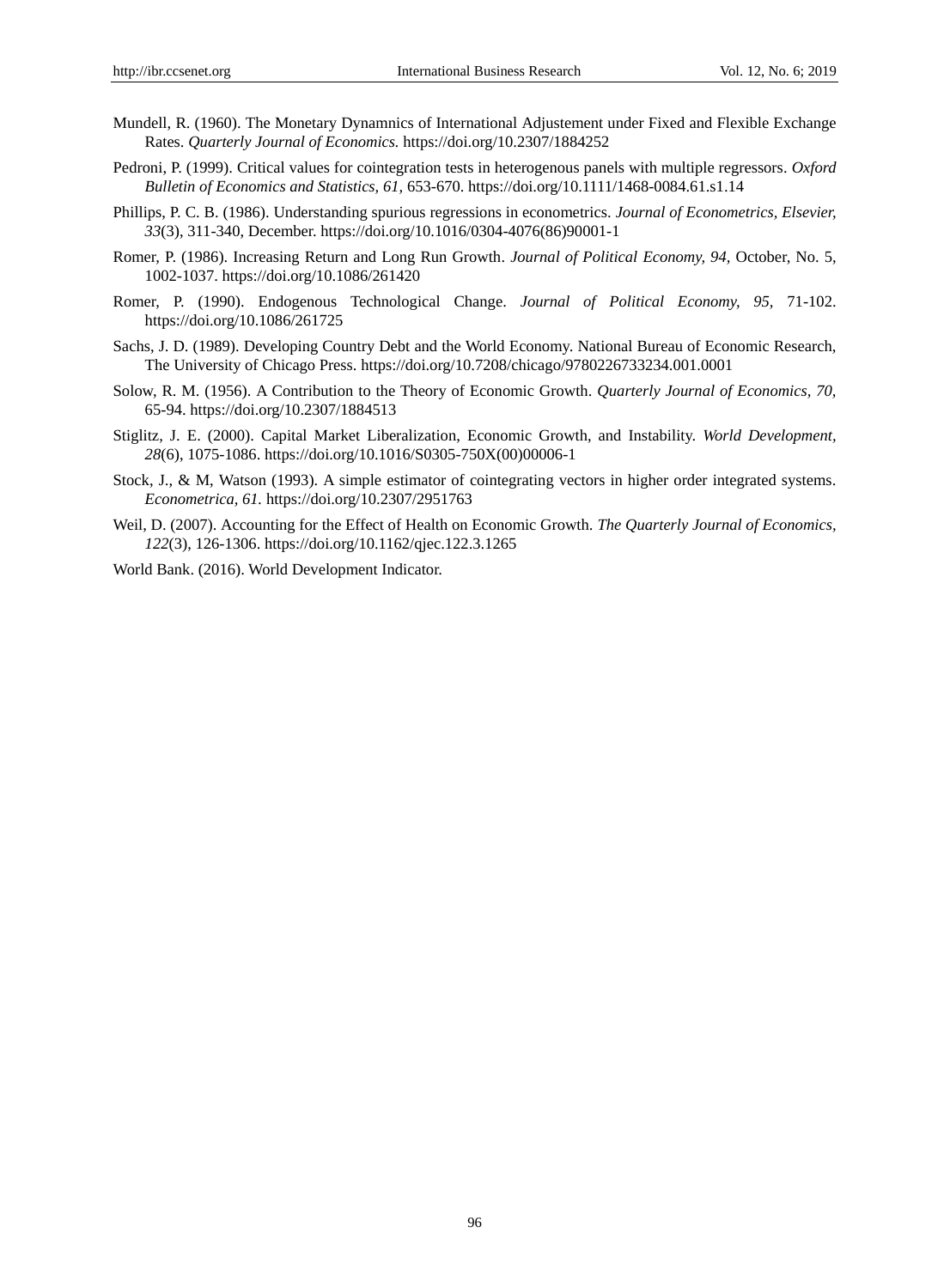Mundell, R. (1960). The Monetary Dynamnics of International Adjustement under Fixed and Flexible Exchange Rates. *Quarterly Journal of Economics*. https://doi.org/10.2307/1884252

Pedroni, P. (1999). Critical values for cointegration tests in heterogenous panels with multiple regressors. *Oxford Bulletin of Economics and Statistics, 61*, 653-670. https://doi.org/10.1111/1468-0084.61.s1.14

Phillips, P. C. B. (1986). Understanding spurious regressions in econometrics. *Journal of Econometrics, Elsevier, 33*(3), 311-340, December. https://doi.org/10.1016/0304-4076(86)90001-1

Romer, P. (1986). Increasing Return and Long Run Growth. *Journal of Political Economy, 94*, October, No. 5, 1002-1037. https://doi.org/10.1086/261420

Romer, P. (1990). Endogenous Technological Change. *Journal of Political Economy, 95*, 71-102. https://doi.org/10.1086/261725

Sachs, J. D. (1989). Developing Country Debt and the World Economy. National Bureau of Economic Research, The University of Chicago Press. https://doi.org/10.7208/chicago/9780226733234.001.0001

Solow, R. M. (1956). A Contribution to the Theory of Economic Growth. *Quarterly Journal of Economics, 70*, 65-94. https://doi.org/10.2307/1884513

Stiglitz, J. E. (2000). Capital Market Liberalization, Economic Growth, and Instability. *World Development, 28*(6), 1075-1086. https://doi.org/10.1016/S0305-750X(00)00006-1

Stock, J., & M, Watson (1993). A simple estimator of cointegrating vectors in higher order integrated systems. *Econometrica, 61*. https://doi.org/10.2307/2951763

Weil, D. (2007). Accounting for the Effect of Health on Economic Growth. *The Quarterly Journal of Economics, 122*(3), 126-1306. https://doi.org/10.1162/qjec.122.3.1265

World Bank. (2016). World Development Indicator.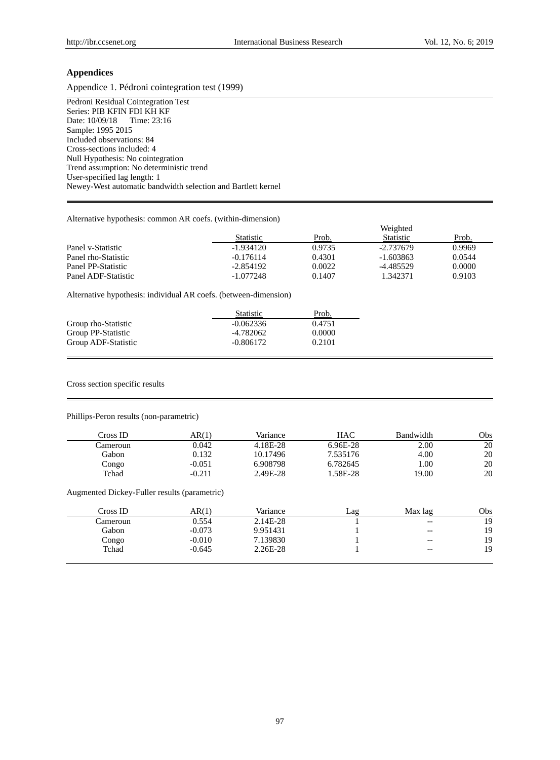## Appendices

Appendice 1. Pédroni cointegration test (1999)

Pedroni Residual Cointegration Test
Series: PIB KFIN FDI KH KF
Date: 10/09/18 Time: 23:16
Sample: 1995 2015
Included observations: 84
Cross-sections included: 4
Null Hypothesis: No cointegration
Trend assumption: No deterministic trend
User-specified lag length: 1
Newey-West automatic bandwidth selection and Bartlett kernel

Alternative hypothesis: common AR coefs. (within-dimension)

| | Statistic | Prob. | Weighted Statistic | Prob. |
|---|---|---|---|---|
| Panel v-Statistic | -1.934120 | 0.9735 | -2.737679 | 0.9969 |
| Panel rho-Statistic | -0.176114 | 0.4301 | -1.603863 | 0.0544 |
| Panel PP-Statistic | -2.854192 | 0.0022 | -4.485529 | 0.0000 |
| Panel ADF-Statistic | -1.077248 | 0.1407 | 1.342371 | 0.9103 |

Alternative hypothesis: individual AR coefs. (between-dimension)

| | Statistic | Prob. |
|---|---|---|
| Group rho-Statistic | -0.062336 | 0.4751 |
| Group PP-Statistic | -4.782062 | 0.0000 |
| Group ADF-Statistic | -0.806172 | 0.2101 |

Cross section specific results

Phillips-Peron results (non-parametric)

| Cross ID | AR(1) | Variance | HAC | Bandwidth | Obs |
|---|---|---|---|---|---|
| Cameroun | 0.042 | 4.18E-28 | 6.96E-28 | 2.00 | 20 |
| Gabon | 0.132 | 10.17496 | 7.535176 | 4.00 | 20 |
| Congo | -0.051 | 6.908798 | 6.782645 | 1.00 | 20 |
| Tchad | -0.211 | 2.49E-28 | 1.58E-28 | 19.00 | 20 |

Augmented Dickey-Fuller results (parametric)

| Cross ID | AR(1) | Variance | Lag | Max lag | Obs |
|---|---|---|---|---|---|
| Cameroun | 0.554 | 2.14E-28 | 1 | -- | 19 |
| Gabon | -0.073 | 9.951431 | 1 | -- | 19 |
| Congo | -0.010 | 7.139830 | 1 | -- | 19 |
| Tchad | -0.645 | 2.26E-28 | 1 | -- | 19 |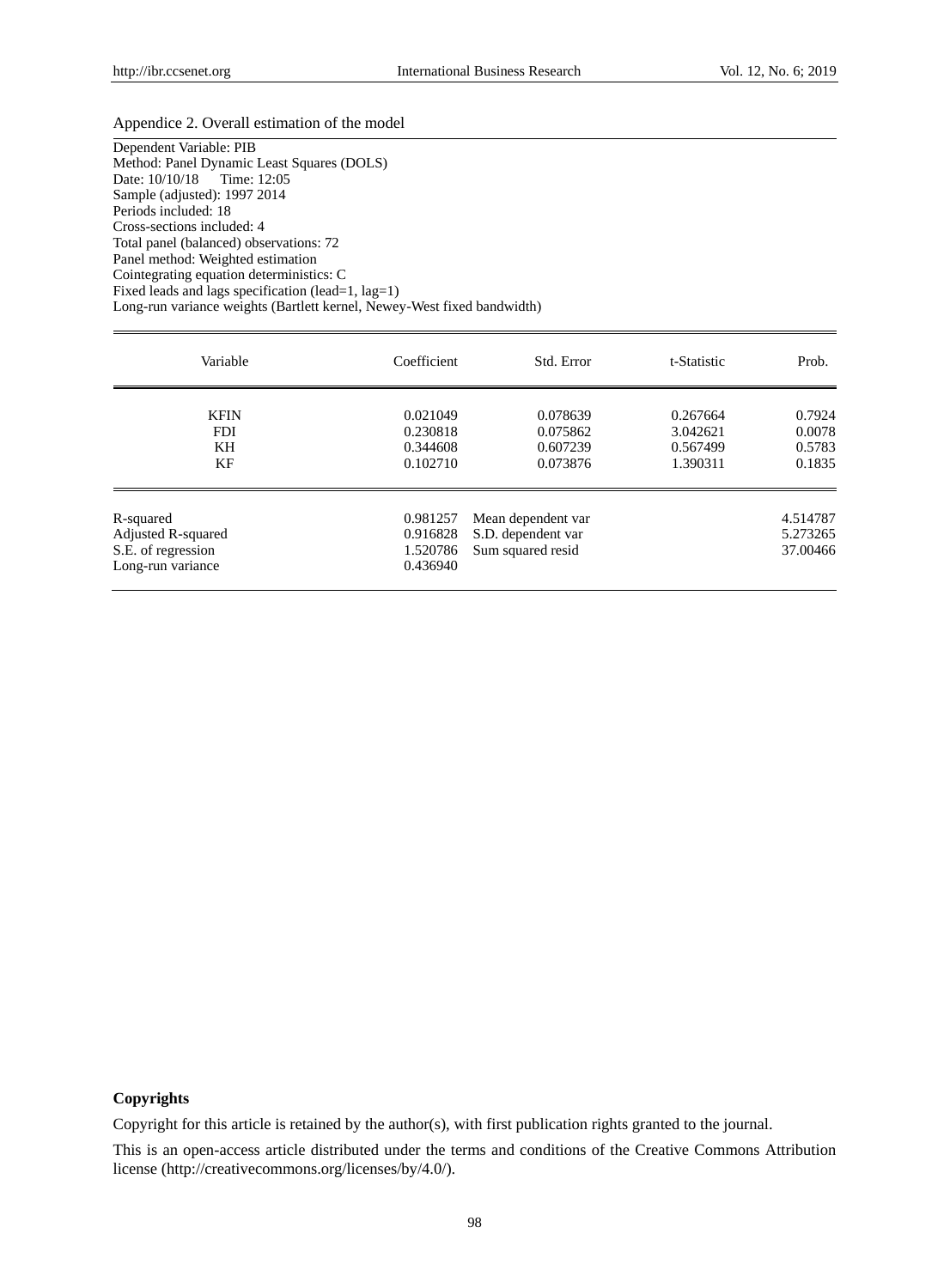Appendice 2. Overall estimation of the model

Dependent Variable: PIB
Method: Panel Dynamic Least Squares (DOLS)
Date: 10/10/18 Time: 12:05
Sample (adjusted): 1997 2014
Periods included: 18
Cross-sections included: 4
Total panel (balanced) observations: 72
Panel method: Weighted estimation
Cointegrating equation deterministics: C
Fixed leads and lags specification (lead=1, lag=1)
Long-run variance weights (Bartlett kernel, Newey-West fixed bandwidth)

| Variable | Coefficient | Std. Error | t-Statistic | Prob. |
|---|---|---|---|---|
| KFIN | 0.021049 | 0.078639 | 0.267664 | 0.7924 |
| FDI | 0.230818 | 0.075862 | 3.042621 | 0.0078 |
| KH | 0.344608 | 0.607239 | 0.567499 | 0.5783 |
| KF | 0.102710 | 0.073876 | 1.390311 | 0.1835 |

| | | | |
|---|---|---|---|
| R-squared | 0.981257 | Mean dependent var | 4.514787 |
| Adjusted R-squared | 0.916828 | S.D. dependent var | 5.273265 |
| S.E. of regression | 1.520786 | Sum squared resid | 37.00466 |
| Long-run variance | 0.436940 | | |

**Copyrights**

Copyright for this article is retained by the author(s), with first publication rights granted to the journal.

This is an open-access article distributed under the terms and conditions of the Creative Commons Attribution license (http://creativecommons.org/licenses/by/4.0/).